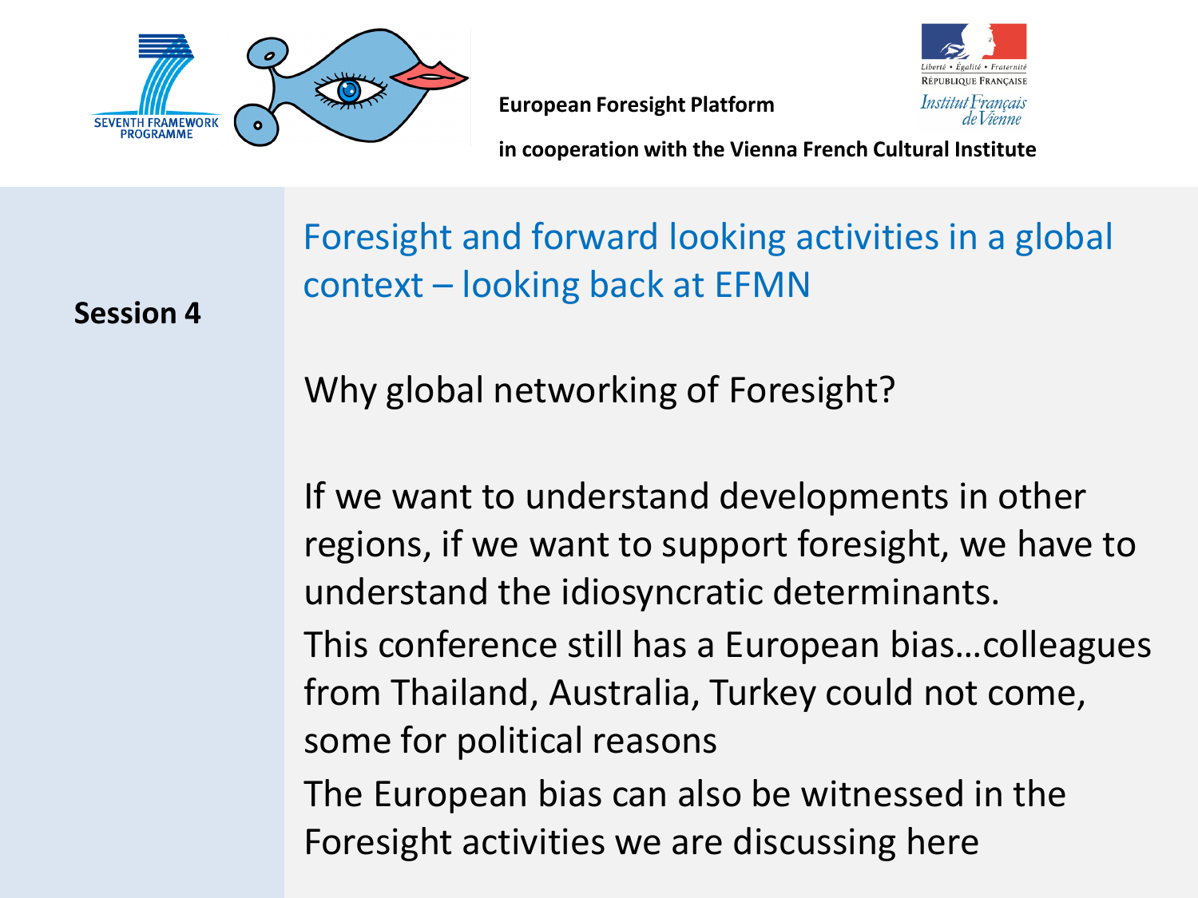SEVENTH FRAMEWORK PROGRAMME

European Foresight Platform

Liberté • Égalité • Fraternité
RÉPUBLIQUE FRANÇAISE
Institut Français de Vienne

in cooperation with the Vienna French Cultural Institute

**Session 4**

## Foresight and forward looking activities in a global context – looking back at EFMN

Why global networking of Foresight?

If we want to understand developments in other regions, if we want to support foresight, we have to understand the idiosyncratic determinants.

This conference still has a European bias…colleagues from Thailand, Australia, Turkey could not come, some for political reasons

The European bias can also be witnessed in the Foresight activities we are discussing here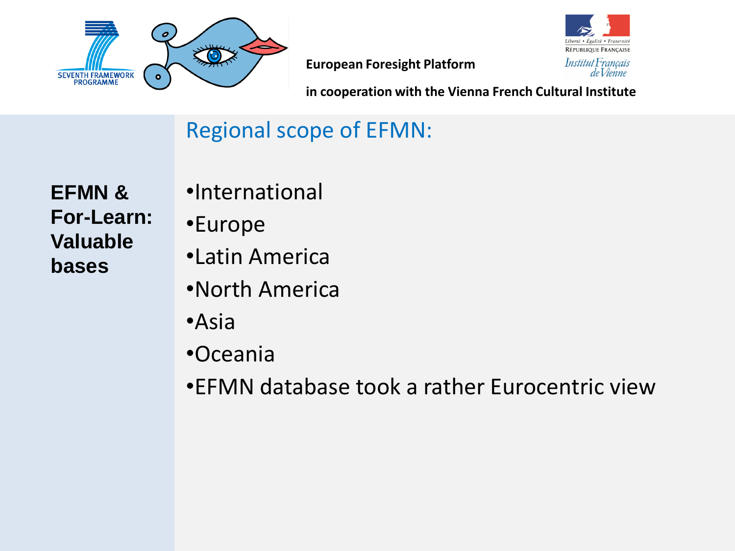European Foresight Platform

in cooperation with the Vienna French Cultural Institute

## Regional scope of EFMN:

**EFMN & For-Learn: Valuable bases**

- International
- Europe
- Latin America
- North America
- Asia
- Oceania
- EFMN database took a rather Eurocentric view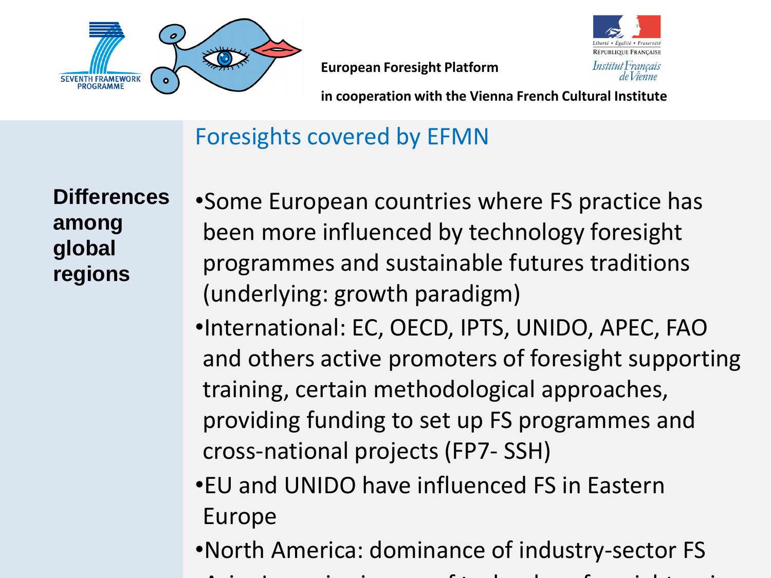European Foresight Platform

in cooperation with the Vienna French Cultural Institute

# Foresights covered by EFMN

**Differences among global regions**

- Some European countries where FS practice has been more influenced by technology foresight programmes and sustainable futures traditions (underlying: growth paradigm)
- International: EC, OECD, IPTS, UNIDO, APEC, FAO and others active promoters of foresight supporting training, certain methodological approaches, providing funding to set up FS programmes and cross-national projects (FP7- SSH)
- EU and UNIDO have influenced FS in Eastern Europe
- North America: dominance of industry-sector FS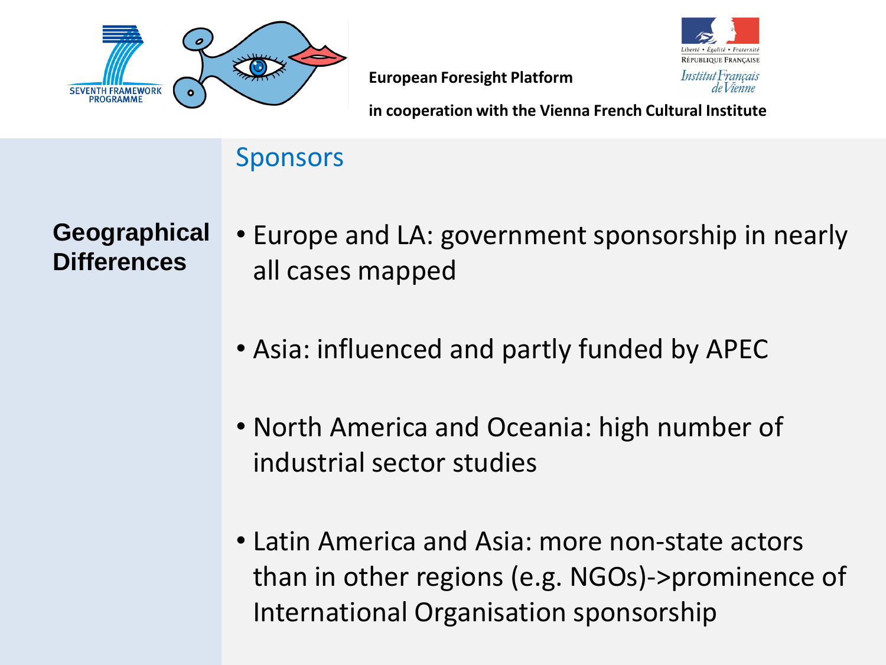European Foresight Platform

in cooperation with the Vienna French Cultural Institute

## Sponsors

**Geographical Differences**

- Europe and LA: government sponsorship in nearly all cases mapped
- Asia: influenced and partly funded by APEC
- North America and Oceania: high number of industrial sector studies
- Latin America and Asia: more non-state actors than in other regions (e.g. NGOs)->prominence of International Organisation sponsorship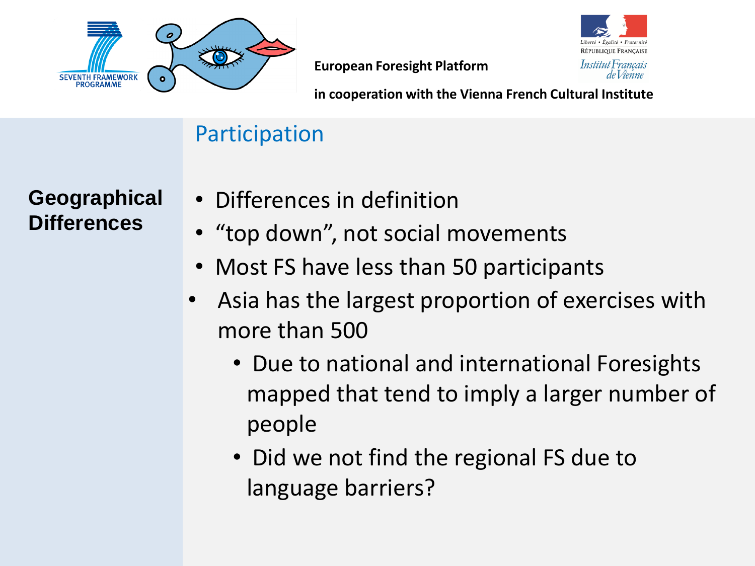European Foresight Platform

in cooperation with the Vienna French Cultural Institute

## Participation

**Geographical Differences**

- Differences in definition
- "top down", not social movements
- Most FS have less than 50 participants
- Asia has the largest proportion of exercises with more than 500
  - Due to national and international Foresights mapped that tend to imply a larger number of people
  - Did we not find the regional FS due to language barriers?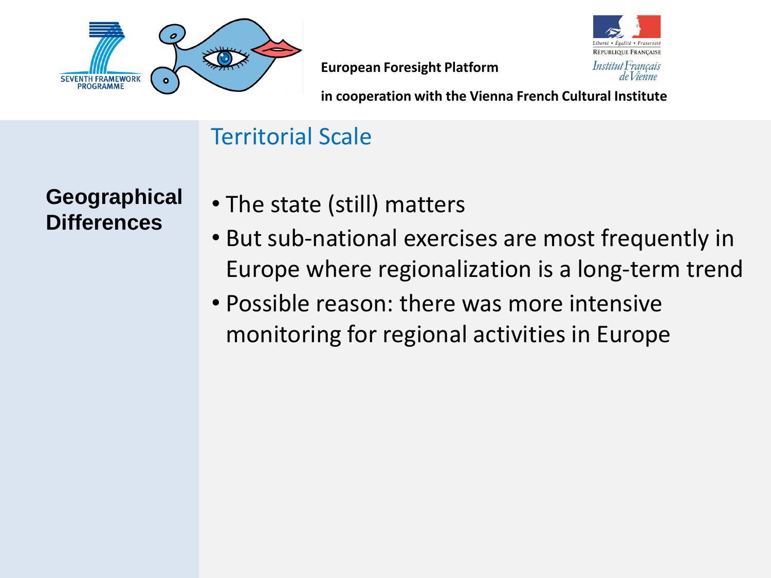European Foresight Platform

in cooperation with the Vienna French Cultural Institute

## Territorial Scale

**Geographical Differences**

- The state (still) matters
- But sub-national exercises are most frequently in Europe where regionalization is a long-term trend
- Possible reason: there was more intensive monitoring for regional activities in Europe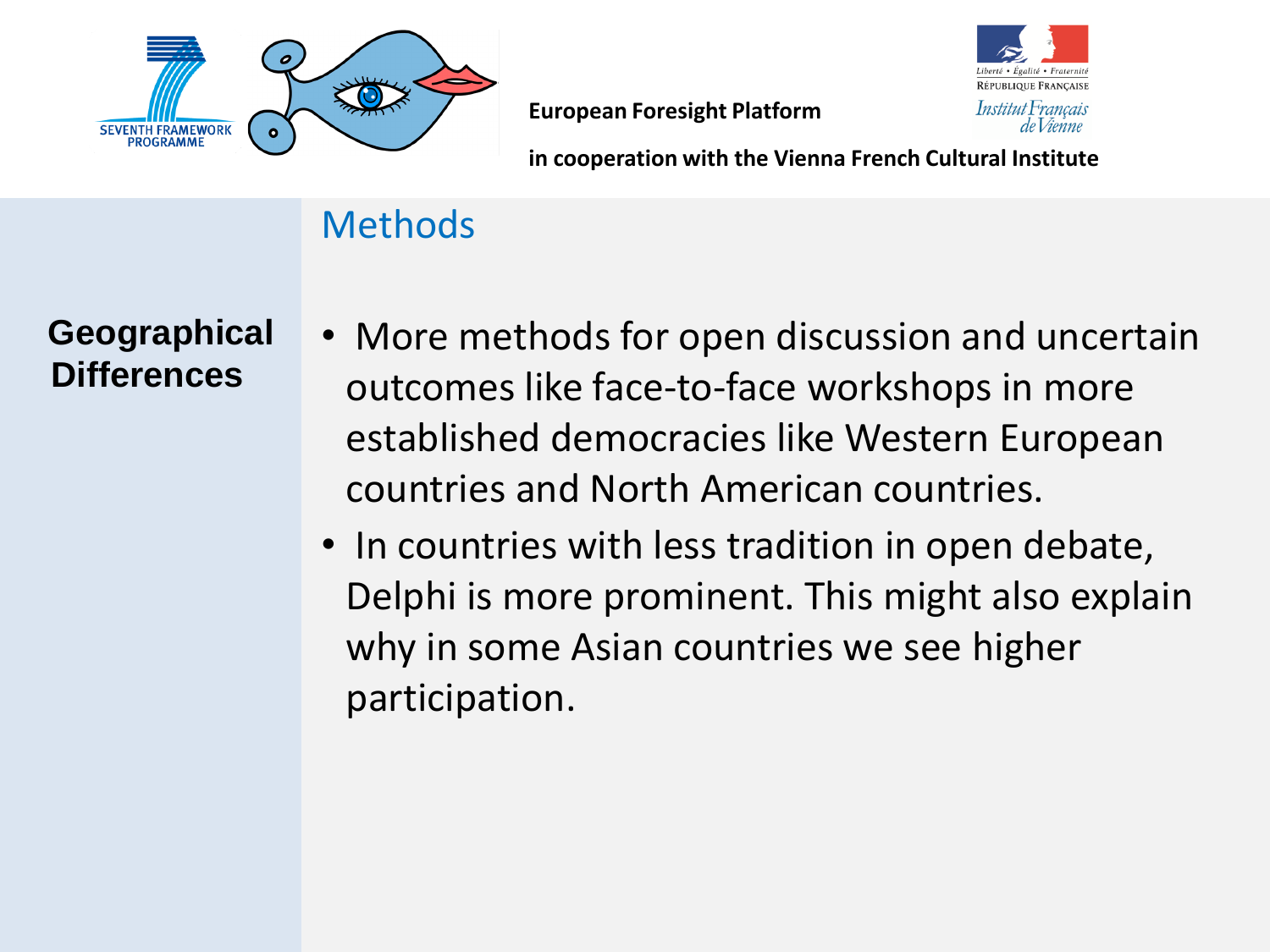European Foresight Platform

in cooperation with the Vienna French Cultural Institute

## Methods

**Geographical Differences**

- More methods for open discussion and uncertain outcomes like face-to-face workshops in more established democracies like Western European countries and North American countries.
- In countries with less tradition in open debate, Delphi is more prominent. This might also explain why in some Asian countries we see higher participation.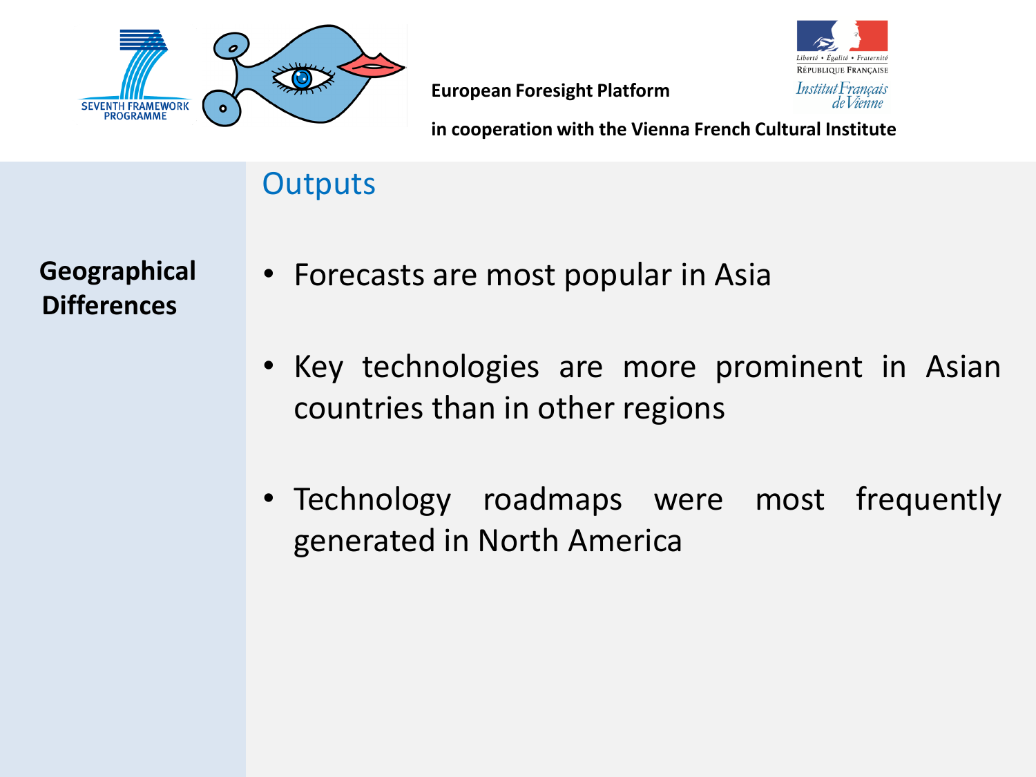European Foresight Platform

in cooperation with the Vienna French Cultural Institute

## Outputs

**Geographical Differences**

- Forecasts are most popular in Asia
- Key technologies are more prominent in Asian countries than in other regions
- Technology roadmaps were most frequently generated in North America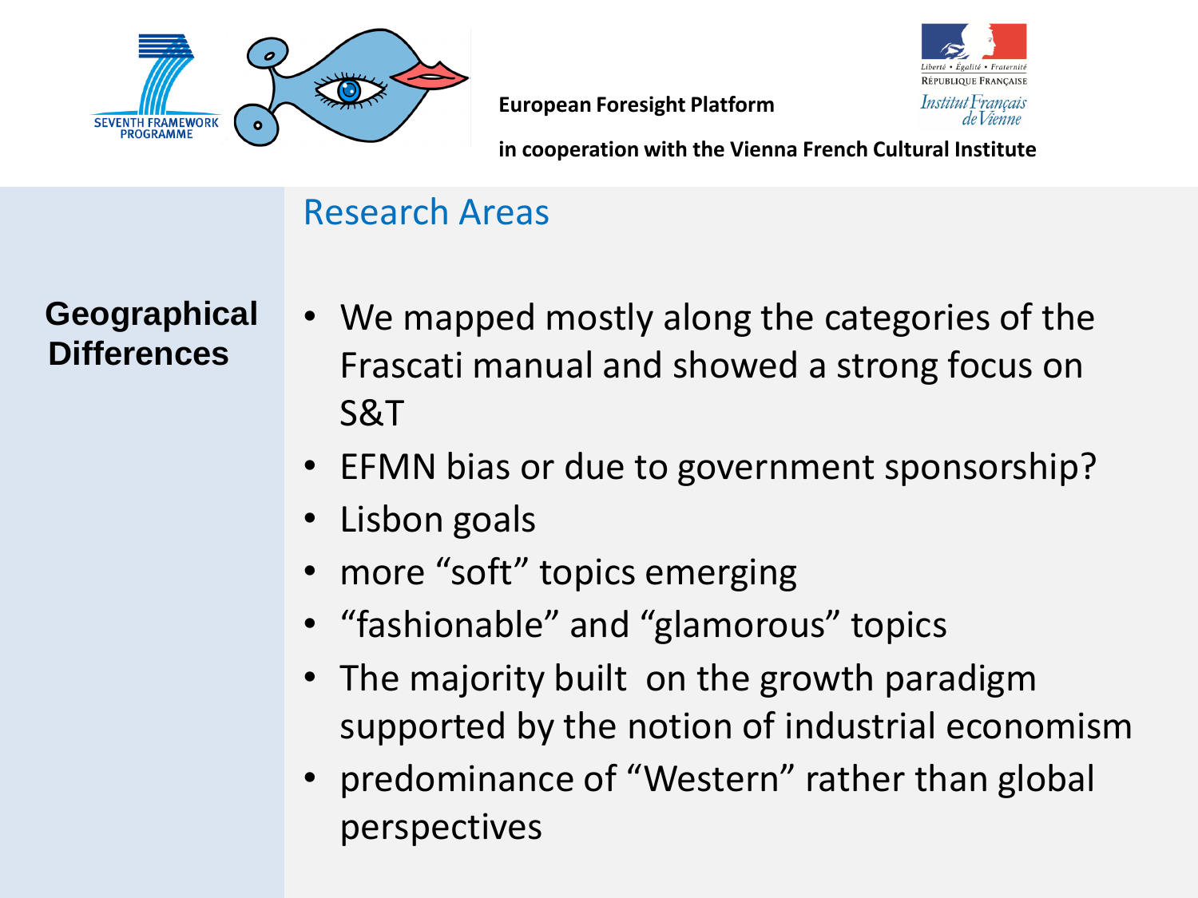European Foresight Platform

in cooperation with the Vienna French Cultural Institute

## Research Areas

**Geographical Differences**

- We mapped mostly along the categories of the Frascati manual and showed a strong focus on S&T
- EFMN bias or due to government sponsorship?
- Lisbon goals
- more “soft” topics emerging
- “fashionable” and “glamorous” topics
- The majority built on the growth paradigm supported by the notion of industrial economism
- predominance of “Western” rather than global perspectives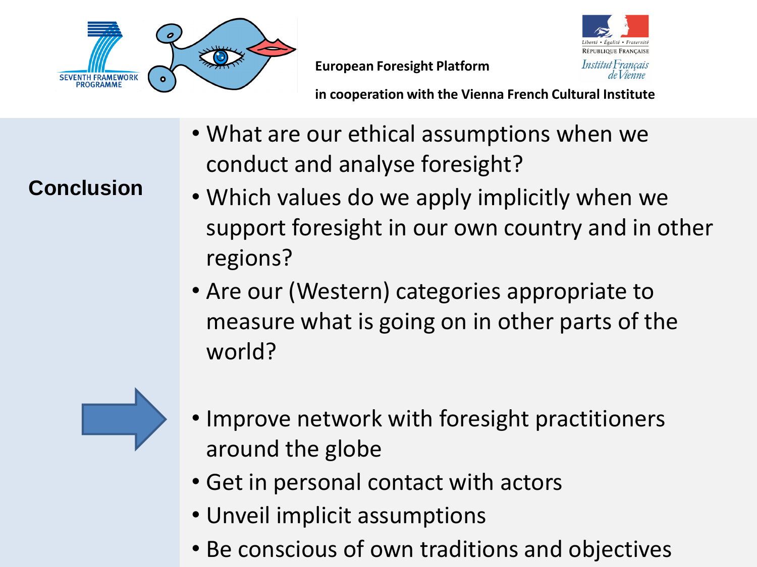European Foresight Platform

in cooperation with the Vienna French Cultural Institute

## Conclusion

- What are our ethical assumptions when we conduct and analyse foresight?
- Which values do we apply implicitly when we support foresight in our own country and in other regions?
- Are our (Western) categories appropriate to measure what is going on in other parts of the world?

- Improve network with foresight practitioners around the globe
- Get in personal contact with actors
- Unveil implicit assumptions
- Be conscious of own traditions and objectives